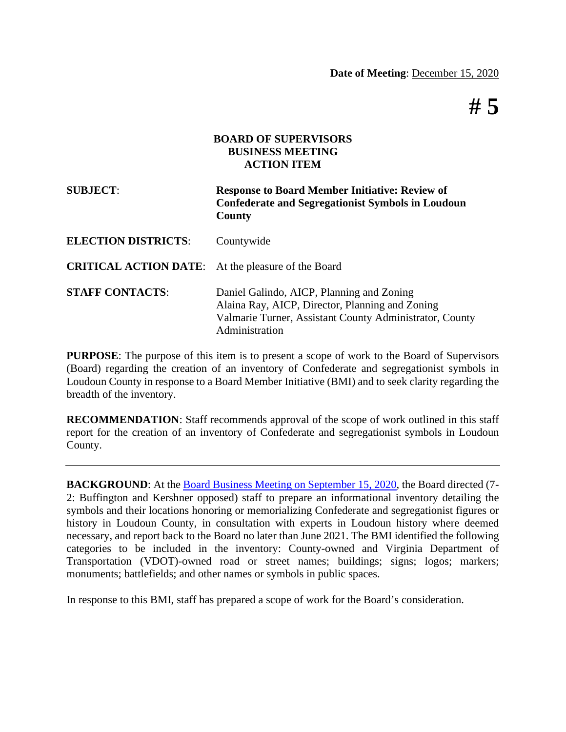**Date of Meeting**: December 15, 2020

# # 5

**BOARD OF SUPERVISORS**
**BUSINESS MEETING**
**ACTION ITEM**

| | |
|---|---|
| **SUBJECT**: | **Response to Board Member Initiative: Review of Confederate and Segregationist Symbols in Loudoun County** |
| **ELECTION DISTRICTS**: | Countywide |
| **CRITICAL ACTION DATE**: | At the pleasure of the Board |
| **STAFF CONTACTS**: | Daniel Galindo, AICP, Planning and Zoning<br>Alaina Ray, AICP, Director, Planning and Zoning<br>Valmarie Turner, Assistant County Administrator, County Administration |

**PURPOSE**: The purpose of this item is to present a scope of work to the Board of Supervisors (Board) regarding the creation of an inventory of Confederate and segregationist symbols in Loudoun County in response to a Board Member Initiative (BMI) and to seek clarity regarding the breadth of the inventory.

**RECOMMENDATION**: Staff recommends approval of the scope of work outlined in this staff report for the creation of an inventory of Confederate and segregationist symbols in Loudoun County.

---

**BACKGROUND**: At the Board Business Meeting on September 15, 2020, the Board directed (7-2: Buffington and Kershner opposed) staff to prepare an informational inventory detailing the symbols and their locations honoring or memorializing Confederate and segregationist figures or history in Loudoun County, in consultation with experts in Loudoun history where deemed necessary, and report back to the Board no later than June 2021. The BMI identified the following categories to be included in the inventory: County-owned and Virginia Department of Transportation (VDOT)-owned road or street names; buildings; signs; logos; markers; monuments; battlefields; and other names or symbols in public spaces.

In response to this BMI, staff has prepared a scope of work for the Board's consideration.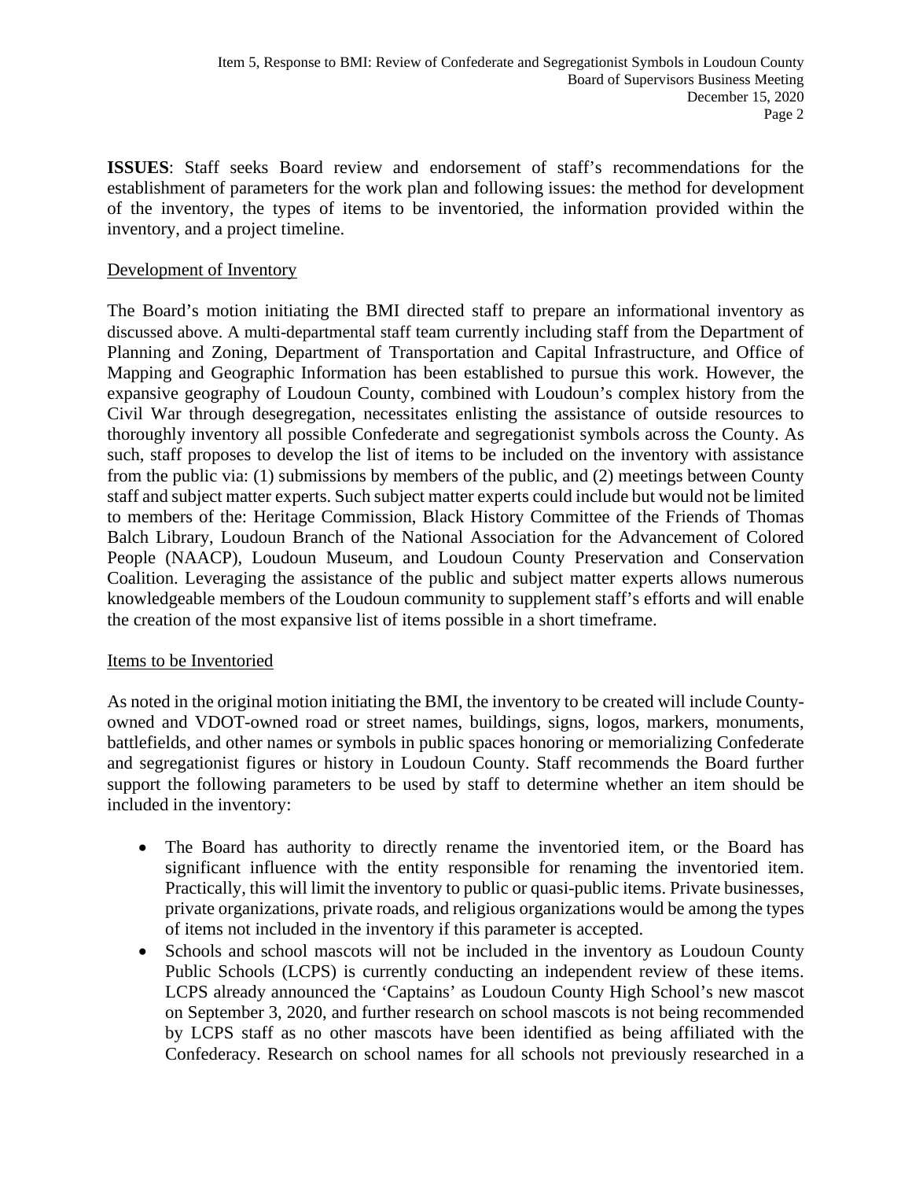**ISSUES**: Staff seeks Board review and endorsement of staff's recommendations for the establishment of parameters for the work plan and following issues: the method for development of the inventory, the types of items to be inventoried, the information provided within the inventory, and a project timeline.

<u>Development of Inventory</u>

The Board's motion initiating the BMI directed staff to prepare an informational inventory as discussed above. A multi-departmental staff team currently including staff from the Department of Planning and Zoning, Department of Transportation and Capital Infrastructure, and Office of Mapping and Geographic Information has been established to pursue this work. However, the expansive geography of Loudoun County, combined with Loudoun's complex history from the Civil War through desegregation, necessitates enlisting the assistance of outside resources to thoroughly inventory all possible Confederate and segregationist symbols across the County. As such, staff proposes to develop the list of items to be included on the inventory with assistance from the public via: (1) submissions by members of the public, and (2) meetings between County staff and subject matter experts. Such subject matter experts could include but would not be limited to members of the: Heritage Commission, Black History Committee of the Friends of Thomas Balch Library, Loudoun Branch of the National Association for the Advancement of Colored People (NAACP), Loudoun Museum, and Loudoun County Preservation and Conservation Coalition. Leveraging the assistance of the public and subject matter experts allows numerous knowledgeable members of the Loudoun community to supplement staff's efforts and will enable the creation of the most expansive list of items possible in a short timeframe.

<u>Items to be Inventoried</u>

As noted in the original motion initiating the BMI, the inventory to be created will include County-owned and VDOT-owned road or street names, buildings, signs, logos, markers, monuments, battlefields, and other names or symbols in public spaces honoring or memorializing Confederate and segregationist figures or history in Loudoun County. Staff recommends the Board further support the following parameters to be used by staff to determine whether an item should be included in the inventory:

- The Board has authority to directly rename the inventoried item, or the Board has significant influence with the entity responsible for renaming the inventoried item. Practically, this will limit the inventory to public or quasi-public items. Private businesses, private organizations, private roads, and religious organizations would be among the types of items not included in the inventory if this parameter is accepted.
- Schools and school mascots will not be included in the inventory as Loudoun County Public Schools (LCPS) is currently conducting an independent review of these items. LCPS already announced the 'Captains' as Loudoun County High School's new mascot on September 3, 2020, and further research on school mascots is not being recommended by LCPS staff as no other mascots have been identified as being affiliated with the Confederacy. Research on school names for all schools not previously researched in a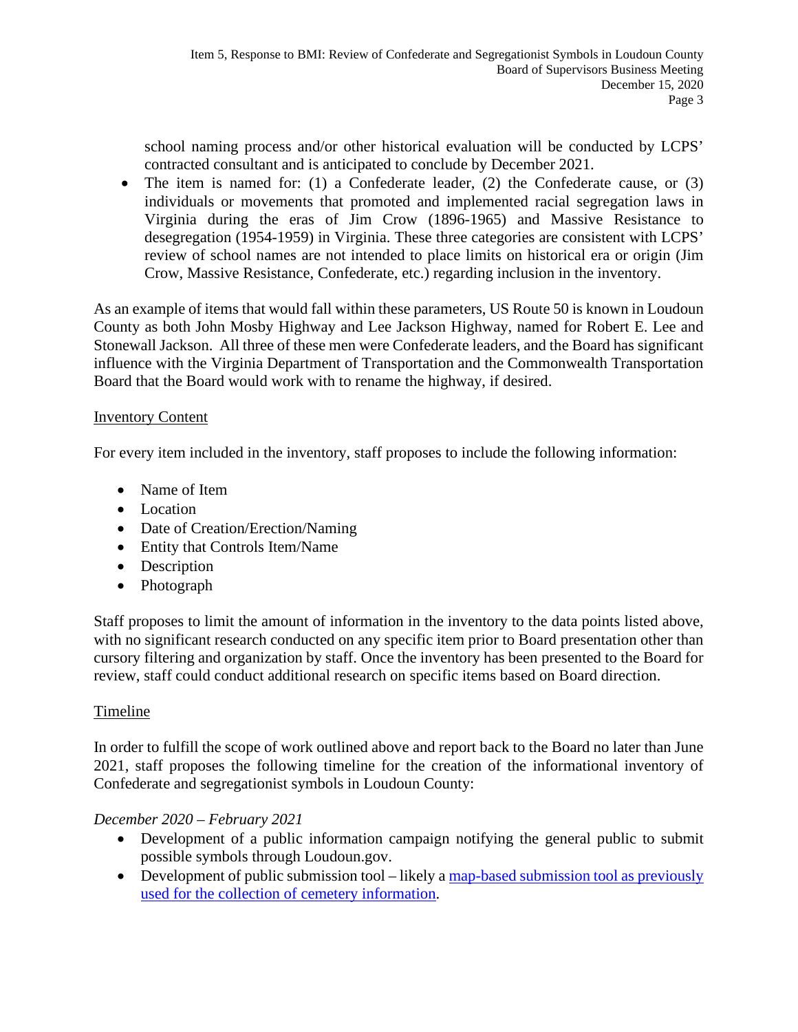school naming process and/or other historical evaluation will be conducted by LCPS' contracted consultant and is anticipated to conclude by December 2021.

- The item is named for: (1) a Confederate leader, (2) the Confederate cause, or (3) individuals or movements that promoted and implemented racial segregation laws in Virginia during the eras of Jim Crow (1896-1965) and Massive Resistance to desegregation (1954-1959) in Virginia. These three categories are consistent with LCPS' review of school names are not intended to place limits on historical era or origin (Jim Crow, Massive Resistance, Confederate, etc.) regarding inclusion in the inventory.

As an example of items that would fall within these parameters, US Route 50 is known in Loudoun County as both John Mosby Highway and Lee Jackson Highway, named for Robert E. Lee and Stonewall Jackson. All three of these men were Confederate leaders, and the Board has significant influence with the Virginia Department of Transportation and the Commonwealth Transportation Board that the Board would work with to rename the highway, if desired.

Inventory Content

For every item included in the inventory, staff proposes to include the following information:

- Name of Item
- Location
- Date of Creation/Erection/Naming
- Entity that Controls Item/Name
- Description
- Photograph

Staff proposes to limit the amount of information in the inventory to the data points listed above, with no significant research conducted on any specific item prior to Board presentation other than cursory filtering and organization by staff. Once the inventory has been presented to the Board for review, staff could conduct additional research on specific items based on Board direction.

Timeline

In order to fulfill the scope of work outlined above and report back to the Board no later than June 2021, staff proposes the following timeline for the creation of the informational inventory of Confederate and segregationist symbols in Loudoun County:

*December 2020 – February 2021*

- Development of a public information campaign notifying the general public to submit possible symbols through Loudoun.gov.
- Development of public submission tool – likely a map-based submission tool as previously used for the collection of cemetery information.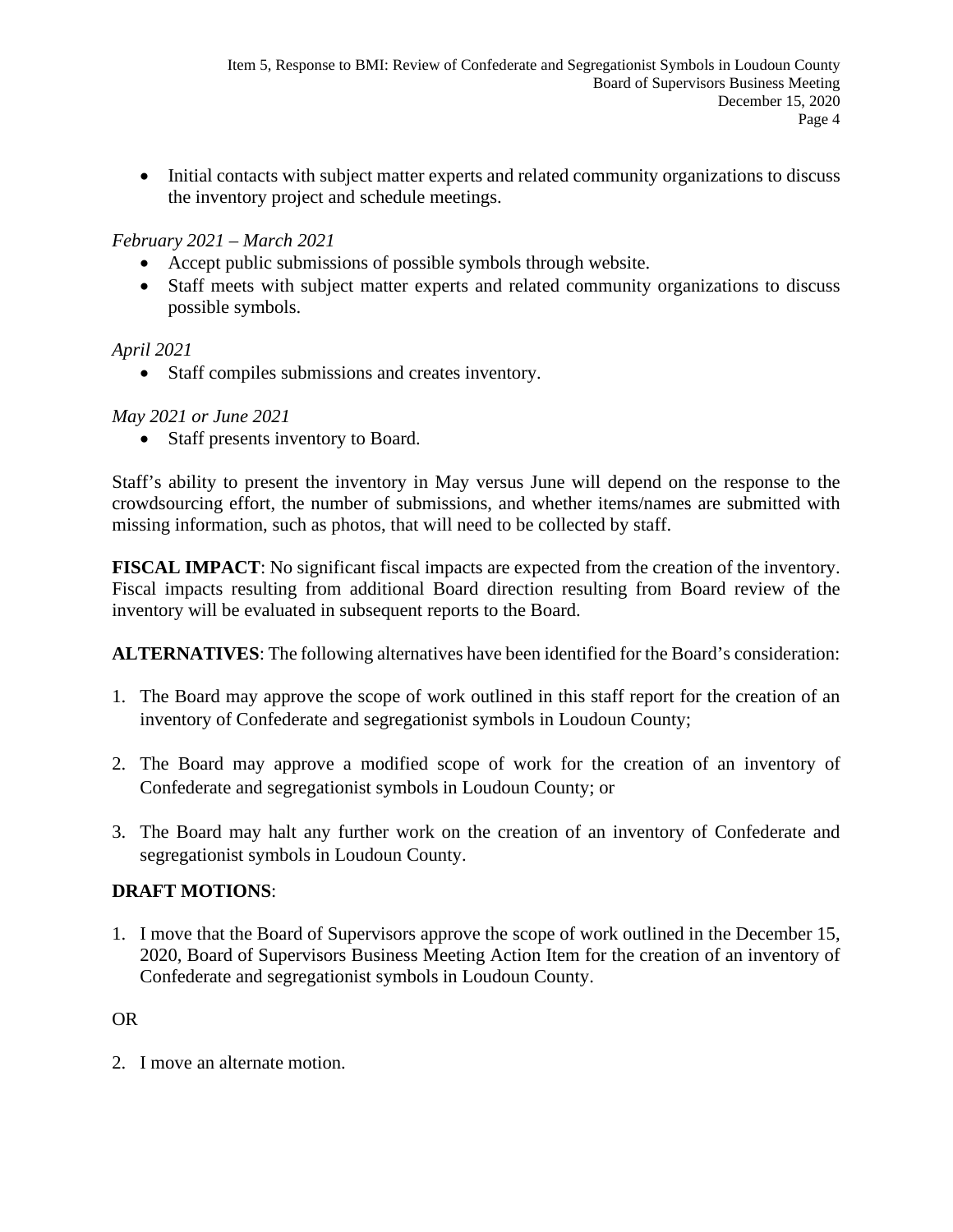- Initial contacts with subject matter experts and related community organizations to discuss the inventory project and schedule meetings.

*February 2021 – March 2021*

- Accept public submissions of possible symbols through website.
- Staff meets with subject matter experts and related community organizations to discuss possible symbols.

*April 2021*

- Staff compiles submissions and creates inventory.

*May 2021 or June 2021*

- Staff presents inventory to Board.

Staff's ability to present the inventory in May versus June will depend on the response to the crowdsourcing effort, the number of submissions, and whether items/names are submitted with missing information, such as photos, that will need to be collected by staff.

**FISCAL IMPACT**: No significant fiscal impacts are expected from the creation of the inventory. Fiscal impacts resulting from additional Board direction resulting from Board review of the inventory will be evaluated in subsequent reports to the Board.

**ALTERNATIVES**: The following alternatives have been identified for the Board's consideration:

1. The Board may approve the scope of work outlined in this staff report for the creation of an inventory of Confederate and segregationist symbols in Loudoun County;

2. The Board may approve a modified scope of work for the creation of an inventory of Confederate and segregationist symbols in Loudoun County; or

3. The Board may halt any further work on the creation of an inventory of Confederate and segregationist symbols in Loudoun County.

**DRAFT MOTIONS**:

1. I move that the Board of Supervisors approve the scope of work outlined in the December 15, 2020, Board of Supervisors Business Meeting Action Item for the creation of an inventory of Confederate and segregationist symbols in Loudoun County.

OR

2. I move an alternate motion.